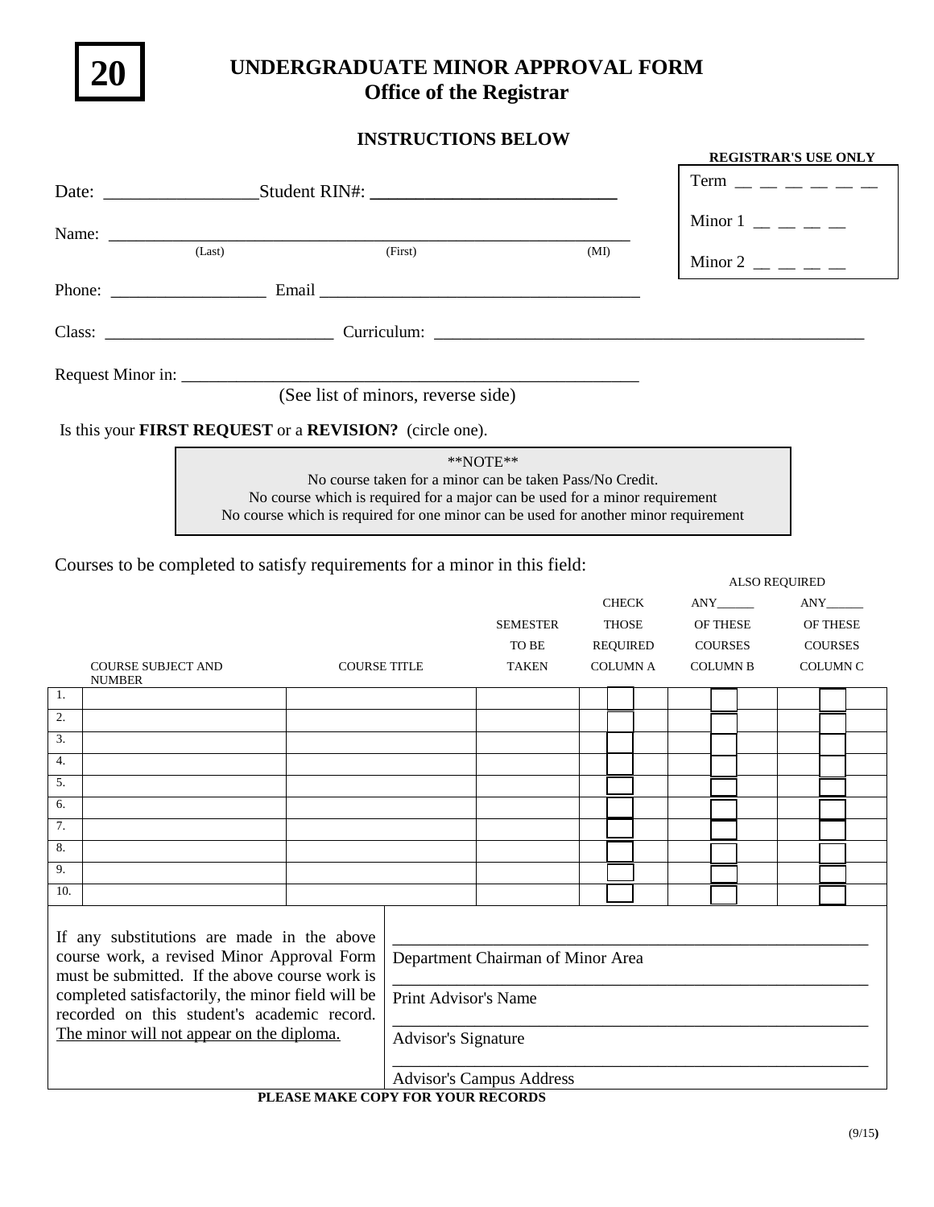**20**

# UNDERGRADUATE MINOR APPROVAL FORM
## Office of the Registrar

### INSTRUCTIONS BELOW

**REGISTRAR'S USE ONLY**

Term \_ \_ \_ \_ \_ \_

Minor 1 \_ \_ \_ \_

Minor 2 \_ \_ \_ \_

Date: \_\_\_\_\_\_\_\_\_\_\_\_\_\_\_\_\_ Student RIN#: \_\_\_\_\_\_\_\_\_\_\_\_\_\_\_\_\_\_\_\_\_\_\_\_\_\_\_

Name: \_\_\_\_\_\_\_\_\_\_\_\_\_\_\_\_\_\_\_\_\_\_\_\_\_\_\_\_\_\_\_\_\_\_\_\_\_\_\_\_\_\_\_\_\_\_\_\_\_\_\_\_\_\_\_\_\_\_\_\_
(Last) (First) (MI)

Phone: \_\_\_\_\_\_\_\_\_\_\_\_\_\_\_\_\_\_ Email \_\_\_\_\_\_\_\_\_\_\_\_\_\_\_\_\_\_\_\_\_\_\_\_\_\_\_\_\_\_\_\_\_\_\_\_\_\_

Class: \_\_\_\_\_\_\_\_\_\_\_\_\_\_\_\_\_\_\_\_\_\_\_\_\_\_\_ Curriculum: \_\_\_\_\_\_\_\_\_\_\_\_\_\_\_\_\_\_\_\_\_\_\_\_\_\_\_\_\_\_\_\_\_\_\_\_\_\_\_\_\_\_\_\_\_\_\_\_\_\_\_

Request Minor in: \_\_\_\_\_\_\_\_\_\_\_\_\_\_\_\_\_\_\_\_\_\_\_\_\_\_\_\_\_\_\_\_\_\_\_\_\_\_\_\_\_\_\_\_\_\_\_\_\_\_\_\_\_
(See list of minors, reverse side)

Is this your **FIRST REQUEST** or a **REVISION?** (circle one).

> **NOTE**
> No course taken for a minor can be taken Pass/No Credit.
> No course which is required for a major can be used for a minor requirement
> No course which is required for one minor can be used for another minor requirement

Courses to be completed to satisfy requirements for a minor in this field:

| | COURSE SUBJECT AND NUMBER | COURSE TITLE | SEMESTER TO BE TAKEN | CHECK THOSE REQUIRED COLUMN A | ALSO REQUIRED ANY\_\_\_\_\_\_ OF THESE COURSES COLUMN B | ANY\_\_\_\_\_\_ OF THESE COURSES COLUMN C |
|---|---|---|---|---|---|---|
| 1. | | | | ☐ | ☐ | ☐ |
| 2. | | | | ☐ | ☐ | ☐ |
| 3. | | | | ☐ | ☐ | ☐ |
| 4. | | | | ☐ | ☐ | ☐ |
| 5. | | | | ☐ | ☐ | ☐ |
| 6. | | | | ☐ | ☐ | ☐ |
| 7. | | | | ☐ | ☐ | ☐ |
| 8. | | | | ☐ | ☐ | ☐ |
| 9. | | | | ☐ | ☐ | ☐ |
| 10. | | | | ☐ | ☐ | ☐ |

If any substitutions are made in the above course work, a revised Minor Approval Form must be submitted. If the above course work is completed satisfactorily, the minor field will be recorded on this student's academic record. The minor will not appear on the diploma.

\_\_\_\_\_\_\_\_\_\_\_\_\_\_\_\_\_\_\_\_\_\_\_\_\_\_\_\_\_\_\_\_\_\_\_\_\_\_\_\_\_\_\_\_\_\_\_\_\_\_\_\_\_\_\_\_
Department Chairman of Minor Area

\_\_\_\_\_\_\_\_\_\_\_\_\_\_\_\_\_\_\_\_\_\_\_\_\_\_\_\_\_\_\_\_\_\_\_\_\_\_\_\_\_\_\_\_\_\_\_\_\_\_\_\_\_\_\_\_
Print Advisor's Name

\_\_\_\_\_\_\_\_\_\_\_\_\_\_\_\_\_\_\_\_\_\_\_\_\_\_\_\_\_\_\_\_\_\_\_\_\_\_\_\_\_\_\_\_\_\_\_\_\_\_\_\_\_\_\_\_
Advisor's Signature

\_\_\_\_\_\_\_\_\_\_\_\_\_\_\_\_\_\_\_\_\_\_\_\_\_\_\_\_\_\_\_\_\_\_\_\_\_\_\_\_\_\_\_\_\_\_\_\_\_\_\_\_\_\_\_\_
Advisor's Campus Address

**PLEASE MAKE COPY FOR YOUR RECORDS**

(9/15)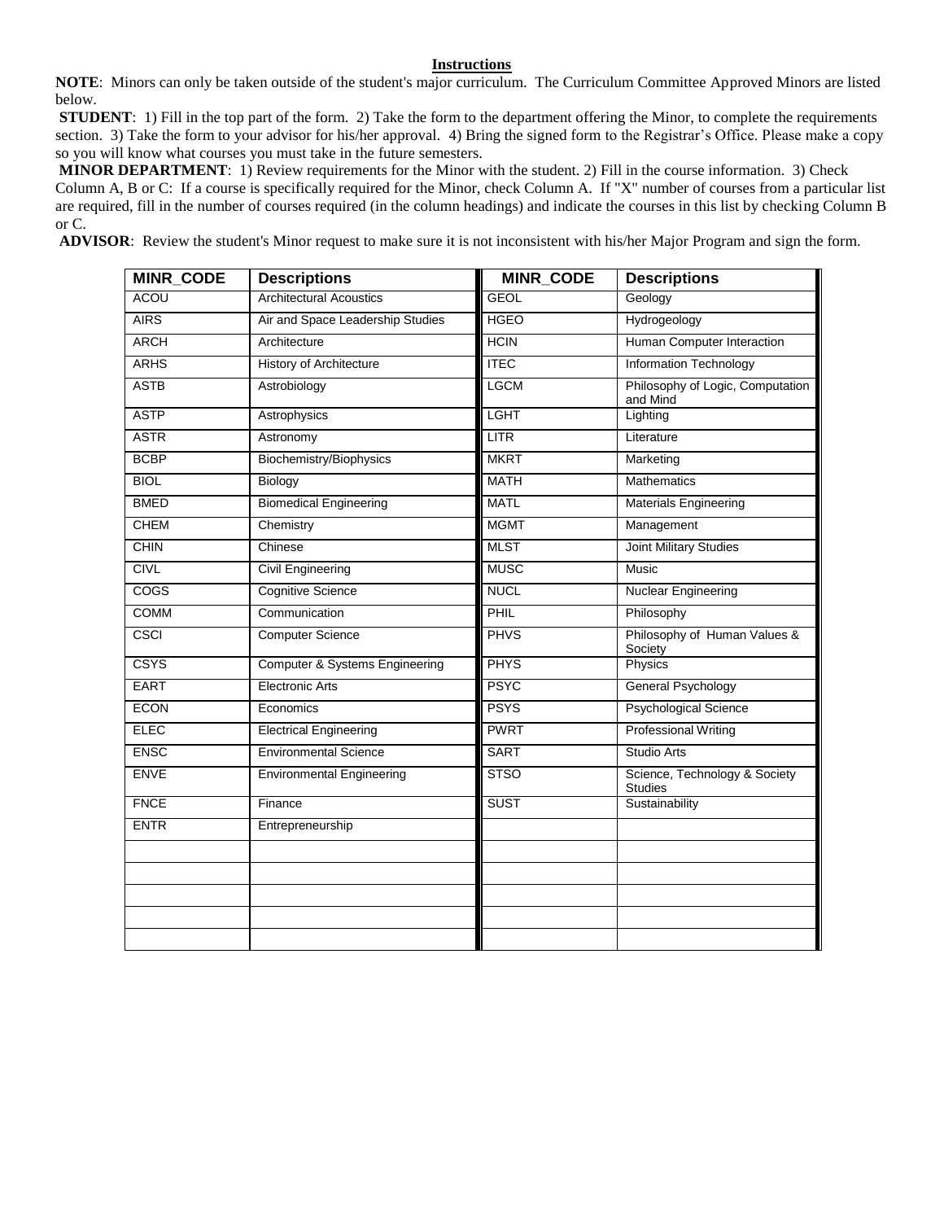## Instructions

**NOTE**: Minors can only be taken outside of the student's major curriculum. The Curriculum Committee Approved Minors are listed below.

**STUDENT**: 1) Fill in the top part of the form. 2) Take the form to the department offering the Minor, to complete the requirements section. 3) Take the form to your advisor for his/her approval. 4) Bring the signed form to the Registrar's Office. Please make a copy so you will know what courses you must take in the future semesters.

**MINOR DEPARTMENT**: 1) Review requirements for the Minor with the student. 2) Fill in the course information. 3) Check Column A, B or C: If a course is specifically required for the Minor, check Column A. If "X" number of courses from a particular list are required, fill in the number of courses required (in the column headings) and indicate the courses in this list by checking Column B or C.

**ADVISOR**: Review the student's Minor request to make sure it is not inconsistent with his/her Major Program and sign the form.

| MINR_CODE | Descriptions | MINR_CODE | Descriptions |
|---|---|---|---|
| ACOU | Architectural Acoustics | GEOL | Geology |
| AIRS | Air and Space Leadership Studies | HGEO | Hydrogeology |
| ARCH | Architecture | HCIN | Human Computer Interaction |
| ARHS | History of Architecture | ITEC | Information Technology |
| ASTB | Astrobiology | LGCM | Philosophy of Logic, Computation and Mind |
| ASTP | Astrophysics | LGHT | Lighting |
| ASTR | Astronomy | LITR | Literature |
| BCBP | Biochemistry/Biophysics | MKRT | Marketing |
| BIOL | Biology | MATH | Mathematics |
| BMED | Biomedical Engineering | MATL | Materials Engineering |
| CHEM | Chemistry | MGMT | Management |
| CHIN | Chinese | MLST | Joint Military Studies |
| CIVL | Civil Engineering | MUSC | Music |
| COGS | Cognitive Science | NUCL | Nuclear Engineering |
| COMM | Communication | PHIL | Philosophy |
| CSCI | Computer Science | PHVS | Philosophy of Human Values & Society |
| CSYS | Computer & Systems Engineering | PHYS | Physics |
| EART | Electronic Arts | PSYC | General Psychology |
| ECON | Economics | PSYS | Psychological Science |
| ELEC | Electrical Engineering | PWRT | Professional Writing |
| ENSC | Environmental Science | SART | Studio Arts |
| ENVE | Environmental Engineering | STSO | Science, Technology & Society Studies |
| FNCE | Finance | SUST | Sustainability |
| ENTR | Entrepreneurship | | |
| | | | |
| | | | |
| | | | |
| | | | |
| | | | |